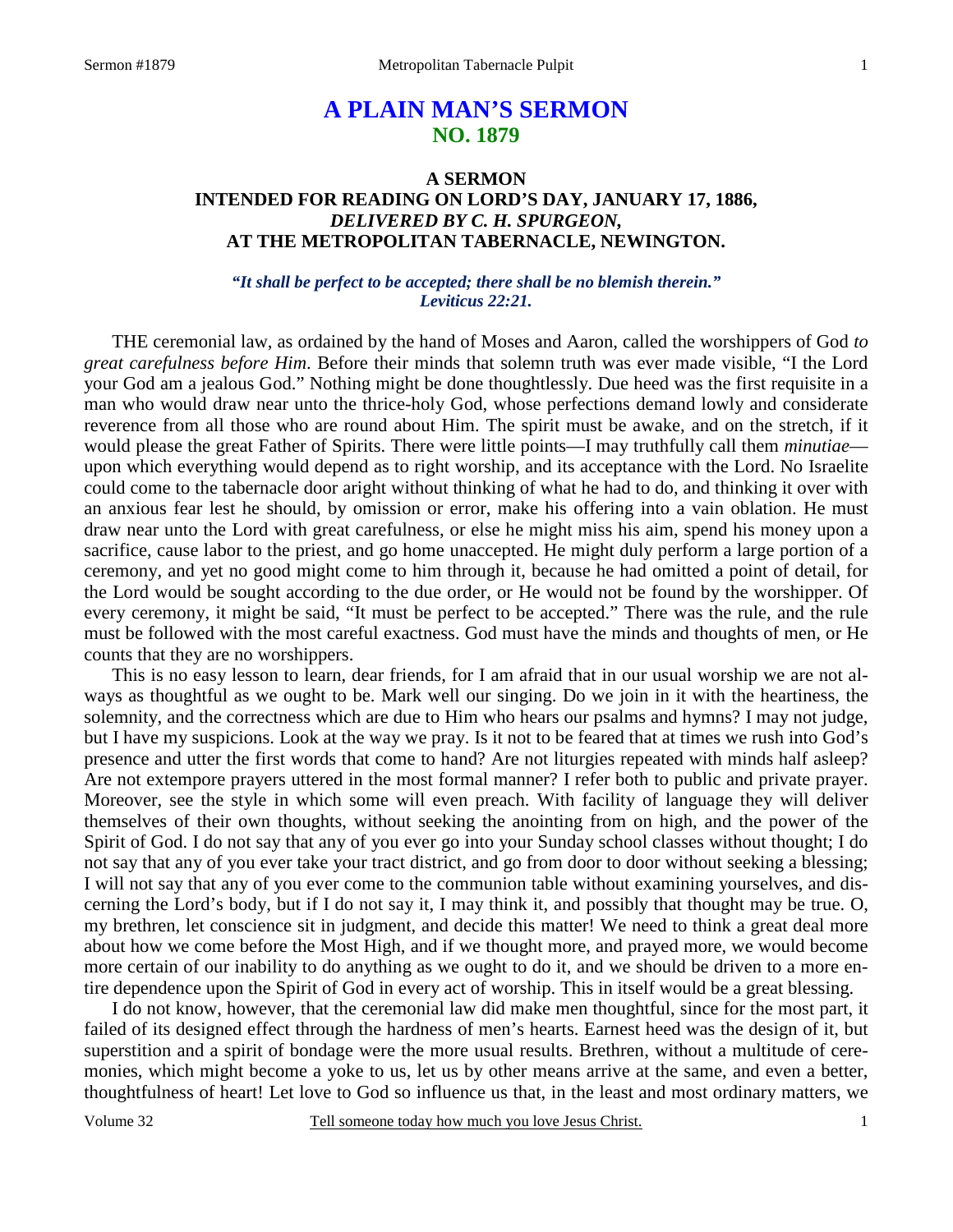# A PLAIN MAN'S SERMON
## NO. 1879

### A SERMON
### INTENDED FOR READING ON LORD'S DAY, JANUARY 17, 1886,
### *DELIVERED BY C. H. SPURGEON,*
### AT THE METROPOLITAN TABERNACLE, NEWINGTON.

***"It shall be perfect to be accepted; there shall be no blemish therein." Leviticus 22:21.***

THE ceremonial law, as ordained by the hand of Moses and Aaron, called the worshippers of God *to great carefulness before Him*. Before their minds that solemn truth was ever made visible, "I the Lord your God am a jealous God." Nothing might be done thoughtlessly. Due heed was the first requisite in a man who would draw near unto the thrice-holy God, whose perfections demand lowly and considerate reverence from all those who are round about Him. The spirit must be awake, and on the stretch, if it would please the great Father of Spirits. There were little points—I may truthfully call them *minutiae*—upon which everything would depend as to right worship, and its acceptance with the Lord. No Israelite could come to the tabernacle door aright without thinking of what he had to do, and thinking it over with an anxious fear lest he should, by omission or error, make his offering into a vain oblation. He must draw near unto the Lord with great carefulness, or else he might miss his aim, spend his money upon a sacrifice, cause labor to the priest, and go home unaccepted. He might duly perform a large portion of a ceremony, and yet no good might come to him through it, because he had omitted a point of detail, for the Lord would be sought according to the due order, or He would not be found by the worshipper. Of every ceremony, it might be said, "It must be perfect to be accepted." There was the rule, and the rule must be followed with the most careful exactness. God must have the minds and thoughts of men, or He counts that they are no worshippers.

This is no easy lesson to learn, dear friends, for I am afraid that in our usual worship we are not always as thoughtful as we ought to be. Mark well our singing. Do we join in it with the heartiness, the solemnity, and the correctness which are due to Him who hears our psalms and hymns? I may not judge, but I have my suspicions. Look at the way we pray. Is it not to be feared that at times we rush into God's presence and utter the first words that come to hand? Are not liturgies repeated with minds half asleep? Are not extempore prayers uttered in the most formal manner? I refer both to public and private prayer. Moreover, see the style in which some will even preach. With facility of language they will deliver themselves of their own thoughts, without seeking the anointing from on high, and the power of the Spirit of God. I do not say that any of you ever go into your Sunday school classes without thought; I do not say that any of you ever take your tract district, and go from door to door without seeking a blessing; I will not say that any of you ever come to the communion table without examining yourselves, and discerning the Lord's body, but if I do not say it, I may think it, and possibly that thought may be true. O, my brethren, let conscience sit in judgment, and decide this matter! We need to think a great deal more about how we come before the Most High, and if we thought more, and prayed more, we would become more certain of our inability to do anything as we ought to do it, and we should be driven to a more entire dependence upon the Spirit of God in every act of worship. This in itself would be a great blessing.

I do not know, however, that the ceremonial law did make men thoughtful, since for the most part, it failed of its designed effect through the hardness of men's hearts. Earnest heed was the design of it, but superstition and a spirit of bondage were the more usual results. Brethren, without a multitude of ceremonies, which might become a yoke to us, let us by other means arrive at the same, and even a better, thoughtfulness of heart! Let love to God so influence us that, in the least and most ordinary matters, we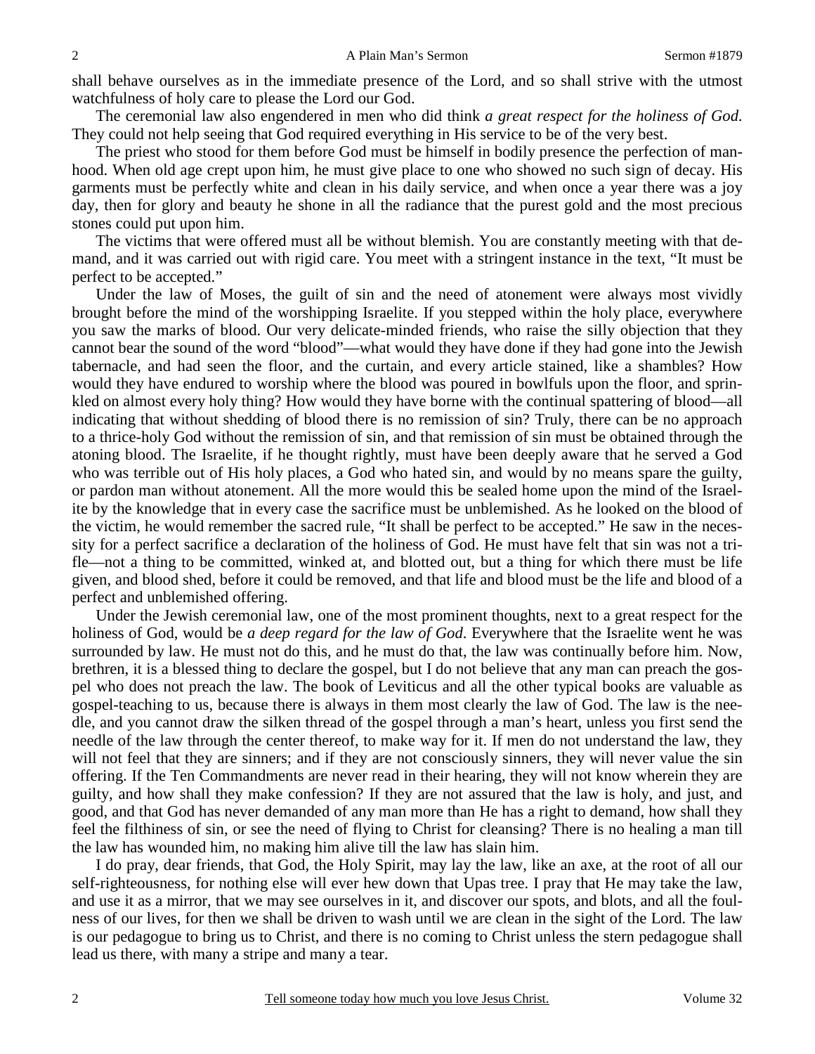shall behave ourselves as in the immediate presence of the Lord, and so shall strive with the utmost watchfulness of holy care to please the Lord our God.

The ceremonial law also engendered in men who did think *a great respect for the holiness of God*. They could not help seeing that God required everything in His service to be of the very best.

The priest who stood for them before God must be himself in bodily presence the perfection of manhood. When old age crept upon him, he must give place to one who showed no such sign of decay. His garments must be perfectly white and clean in his daily service, and when once a year there was a joy day, then for glory and beauty he shone in all the radiance that the purest gold and the most precious stones could put upon him.

The victims that were offered must all be without blemish. You are constantly meeting with that demand, and it was carried out with rigid care. You meet with a stringent instance in the text, "It must be perfect to be accepted."

Under the law of Moses, the guilt of sin and the need of atonement were always most vividly brought before the mind of the worshipping Israelite. If you stepped within the holy place, everywhere you saw the marks of blood. Our very delicate-minded friends, who raise the silly objection that they cannot bear the sound of the word "blood"—what would they have done if they had gone into the Jewish tabernacle, and had seen the floor, and the curtain, and every article stained, like a shambles? How would they have endured to worship where the blood was poured in bowlfuls upon the floor, and sprinkled on almost every holy thing? How would they have borne with the continual spattering of blood—all indicating that without shedding of blood there is no remission of sin? Truly, there can be no approach to a thrice-holy God without the remission of sin, and that remission of sin must be obtained through the atoning blood. The Israelite, if he thought rightly, must have been deeply aware that he served a God who was terrible out of His holy places, a God who hated sin, and would by no means spare the guilty, or pardon man without atonement. All the more would this be sealed home upon the mind of the Israelite by the knowledge that in every case the sacrifice must be unblemished. As he looked on the blood of the victim, he would remember the sacred rule, "It shall be perfect to be accepted." He saw in the necessity for a perfect sacrifice a declaration of the holiness of God. He must have felt that sin was not a trifle—not a thing to be committed, winked at, and blotted out, but a thing for which there must be life given, and blood shed, before it could be removed, and that life and blood must be the life and blood of a perfect and unblemished offering.

Under the Jewish ceremonial law, one of the most prominent thoughts, next to a great respect for the holiness of God, would be *a deep regard for the law of God*. Everywhere that the Israelite went he was surrounded by law. He must not do this, and he must do that, the law was continually before him. Now, brethren, it is a blessed thing to declare the gospel, but I do not believe that any man can preach the gospel who does not preach the law. The book of Leviticus and all the other typical books are valuable as gospel-teaching to us, because there is always in them most clearly the law of God. The law is the needle, and you cannot draw the silken thread of the gospel through a man's heart, unless you first send the needle of the law through the center thereof, to make way for it. If men do not understand the law, they will not feel that they are sinners; and if they are not consciously sinners, they will never value the sin offering. If the Ten Commandments are never read in their hearing, they will not know wherein they are guilty, and how shall they make confession? If they are not assured that the law is holy, and just, and good, and that God has never demanded of any man more than He has a right to demand, how shall they feel the filthiness of sin, or see the need of flying to Christ for cleansing? There is no healing a man till the law has wounded him, no making him alive till the law has slain him.

I do pray, dear friends, that God, the Holy Spirit, may lay the law, like an axe, at the root of all our self-righteousness, for nothing else will ever hew down that Upas tree. I pray that He may take the law, and use it as a mirror, that we may see ourselves in it, and discover our spots, and blots, and all the foulness of our lives, for then we shall be driven to wash until we are clean in the sight of the Lord. The law is our pedagogue to bring us to Christ, and there is no coming to Christ unless the stern pedagogue shall lead us there, with many a stripe and many a tear.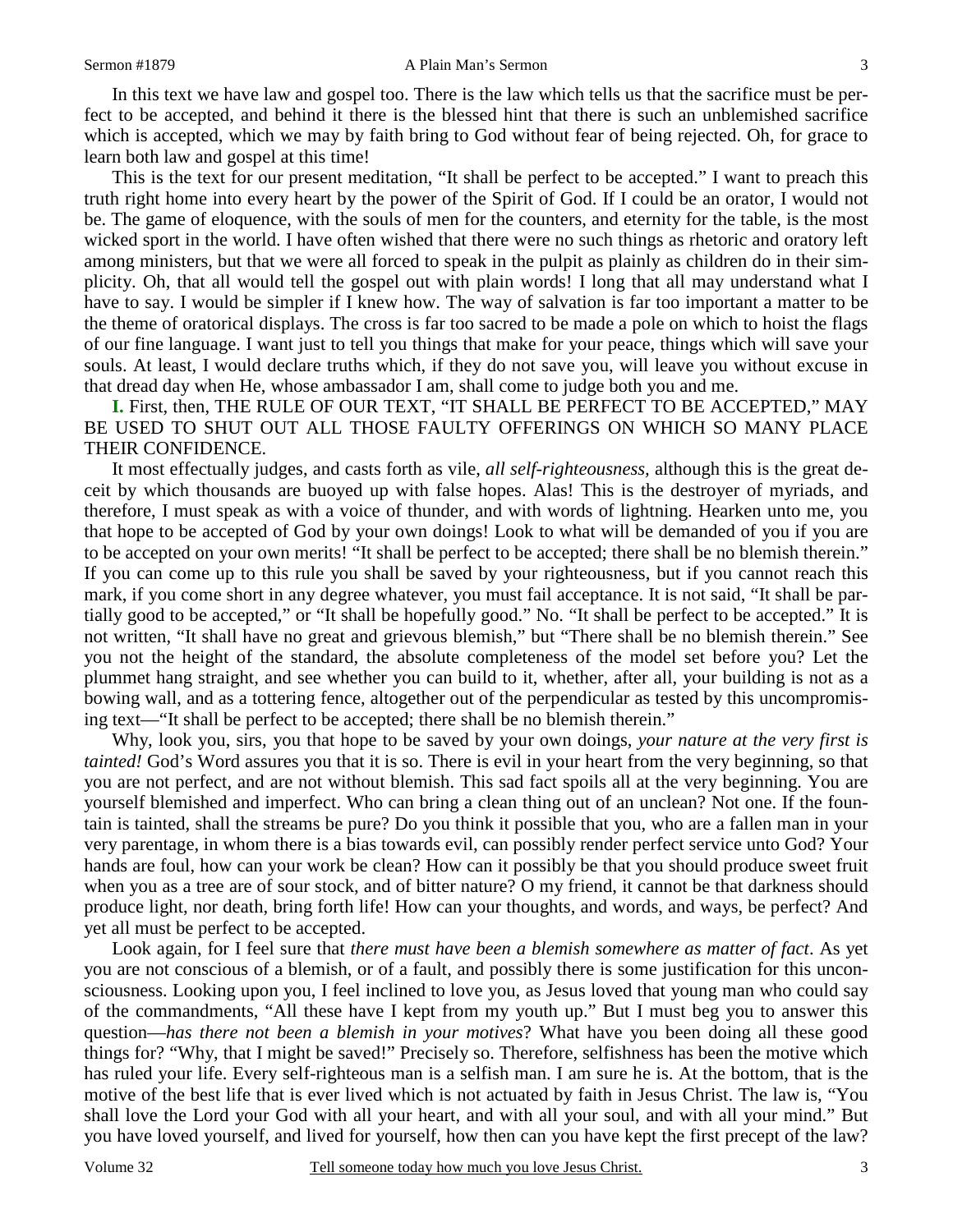In this text we have law and gospel too. There is the law which tells us that the sacrifice must be perfect to be accepted, and behind it there is the blessed hint that there is such an unblemished sacrifice which is accepted, which we may by faith bring to God without fear of being rejected. Oh, for grace to learn both law and gospel at this time!

This is the text for our present meditation, "It shall be perfect to be accepted." I want to preach this truth right home into every heart by the power of the Spirit of God. If I could be an orator, I would not be. The game of eloquence, with the souls of men for the counters, and eternity for the table, is the most wicked sport in the world. I have often wished that there were no such things as rhetoric and oratory left among ministers, but that we were all forced to speak in the pulpit as plainly as children do in their simplicity. Oh, that all would tell the gospel out with plain words! I long that all may understand what I have to say. I would be simpler if I knew how. The way of salvation is far too important a matter to be the theme of oratorical displays. The cross is far too sacred to be made a pole on which to hoist the flags of our fine language. I want just to tell you things that make for your peace, things which will save your souls. At least, I would declare truths which, if they do not save you, will leave you without excuse in that dread day when He, whose ambassador I am, shall come to judge both you and me.

**I.** First, then, THE RULE OF OUR TEXT, "IT SHALL BE PERFECT TO BE ACCEPTED," MAY BE USED TO SHUT OUT ALL THOSE FAULTY OFFERINGS ON WHICH SO MANY PLACE THEIR CONFIDENCE.

It most effectually judges, and casts forth as vile, *all self-righteousness*, although this is the great deceit by which thousands are buoyed up with false hopes. Alas! This is the destroyer of myriads, and therefore, I must speak as with a voice of thunder, and with words of lightning. Hearken unto me, you that hope to be accepted of God by your own doings! Look to what will be demanded of you if you are to be accepted on your own merits! "It shall be perfect to be accepted; there shall be no blemish therein." If you can come up to this rule you shall be saved by your righteousness, but if you cannot reach this mark, if you come short in any degree whatever, you must fail acceptance. It is not said, "It shall be partially good to be accepted," or "It shall be hopefully good." No. "It shall be perfect to be accepted." It is not written, "It shall have no great and grievous blemish," but "There shall be no blemish therein." See you not the height of the standard, the absolute completeness of the model set before you? Let the plummet hang straight, and see whether you can build to it, whether, after all, your building is not as a bowing wall, and as a tottering fence, altogether out of the perpendicular as tested by this uncompromising text—"It shall be perfect to be accepted; there shall be no blemish therein."

Why, look you, sirs, you that hope to be saved by your own doings, *your nature at the very first is tainted!* God's Word assures you that it is so. There is evil in your heart from the very beginning, so that you are not perfect, and are not without blemish. This sad fact spoils all at the very beginning. You are yourself blemished and imperfect. Who can bring a clean thing out of an unclean? Not one. If the fountain is tainted, shall the streams be pure? Do you think it possible that you, who are a fallen man in your very parentage, in whom there is a bias towards evil, can possibly render perfect service unto God? Your hands are foul, how can your work be clean? How can it possibly be that you should produce sweet fruit when you as a tree are of sour stock, and of bitter nature? O my friend, it cannot be that darkness should produce light, nor death, bring forth life! How can your thoughts, and words, and ways, be perfect? And yet all must be perfect to be accepted.

Look again, for I feel sure that *there must have been a blemish somewhere as matter of fact*. As yet you are not conscious of a blemish, or of a fault, and possibly there is some justification for this unconsciousness. Looking upon you, I feel inclined to love you, as Jesus loved that young man who could say of the commandments, "All these have I kept from my youth up." But I must beg you to answer this question—*has there not been a blemish in your motives*? What have you been doing all these good things for? "Why, that I might be saved!" Precisely so. Therefore, selfishness has been the motive which has ruled your life. Every self-righteous man is a selfish man. I am sure he is. At the bottom, that is the motive of the best life that is ever lived which is not actuated by faith in Jesus Christ. The law is, "You shall love the Lord your God with all your heart, and with all your soul, and with all your mind." But you have loved yourself, and lived for yourself, how then can you have kept the first precept of the law?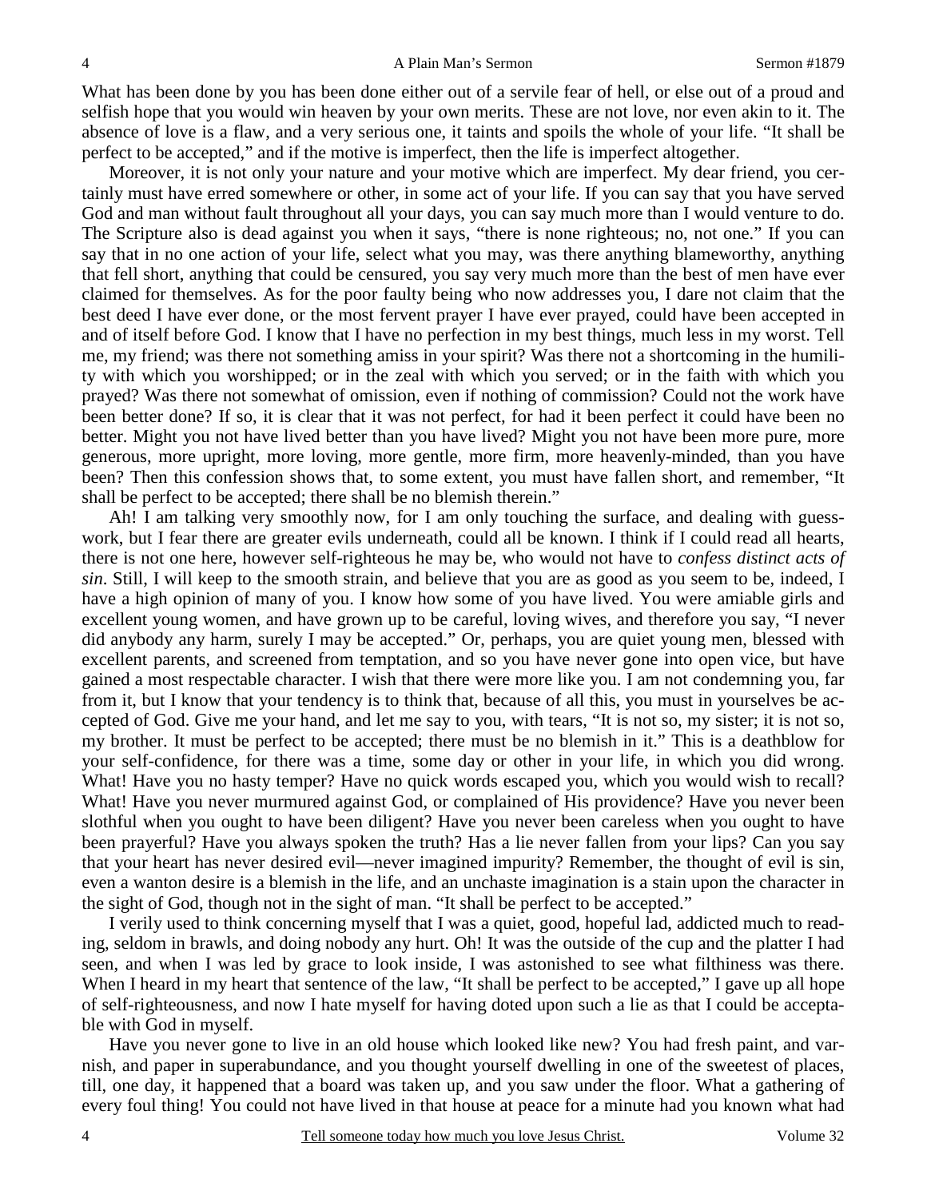What has been done by you has been done either out of a servile fear of hell, or else out of a proud and selfish hope that you would win heaven by your own merits. These are not love, nor even akin to it. The absence of love is a flaw, and a very serious one, it taints and spoils the whole of your life. "It shall be perfect to be accepted," and if the motive is imperfect, then the life is imperfect altogether.

Moreover, it is not only your nature and your motive which are imperfect. My dear friend, you certainly must have erred somewhere or other, in some act of your life. If you can say that you have served God and man without fault throughout all your days, you can say much more than I would venture to do. The Scripture also is dead against you when it says, "there is none righteous; no, not one." If you can say that in no one action of your life, select what you may, was there anything blameworthy, anything that fell short, anything that could be censured, you say very much more than the best of men have ever claimed for themselves. As for the poor faulty being who now addresses you, I dare not claim that the best deed I have ever done, or the most fervent prayer I have ever prayed, could have been accepted in and of itself before God. I know that I have no perfection in my best things, much less in my worst. Tell me, my friend; was there not something amiss in your spirit? Was there not a shortcoming in the humility with which you worshipped; or in the zeal with which you served; or in the faith with which you prayed? Was there not somewhat of omission, even if nothing of commission? Could not the work have been better done? If so, it is clear that it was not perfect, for had it been perfect it could have been no better. Might you not have lived better than you have lived? Might you not have been more pure, more generous, more upright, more loving, more gentle, more firm, more heavenly-minded, than you have been? Then this confession shows that, to some extent, you must have fallen short, and remember, "It shall be perfect to be accepted; there shall be no blemish therein."

Ah! I am talking very smoothly now, for I am only touching the surface, and dealing with guess-work, but I fear there are greater evils underneath, could all be known. I think if I could read all hearts, there is not one here, however self-righteous he may be, who would not have to *confess distinct acts of sin*. Still, I will keep to the smooth strain, and believe that you are as good as you seem to be, indeed, I have a high opinion of many of you. I know how some of you have lived. You were amiable girls and excellent young women, and have grown up to be careful, loving wives, and therefore you say, "I never did anybody any harm, surely I may be accepted." Or, perhaps, you are quiet young men, blessed with excellent parents, and screened from temptation, and so you have never gone into open vice, but have gained a most respectable character. I wish that there were more like you. I am not condemning you, far from it, but I know that your tendency is to think that, because of all this, you must in yourselves be accepted of God. Give me your hand, and let me say to you, with tears, "It is not so, my sister; it is not so, my brother. It must be perfect to be accepted; there must be no blemish in it." This is a deathblow for your self-confidence, for there was a time, some day or other in your life, in which you did wrong. What! Have you no hasty temper? Have no quick words escaped you, which you would wish to recall? What! Have you never murmured against God, or complained of His providence? Have you never been slothful when you ought to have been diligent? Have you never been careless when you ought to have been prayerful? Have you always spoken the truth? Has a lie never fallen from your lips? Can you say that your heart has never desired evil—never imagined impurity? Remember, the thought of evil is sin, even a wanton desire is a blemish in the life, and an unchaste imagination is a stain upon the character in the sight of God, though not in the sight of man. "It shall be perfect to be accepted."

I verily used to think concerning myself that I was a quiet, good, hopeful lad, addicted much to reading, seldom in brawls, and doing nobody any hurt. Oh! It was the outside of the cup and the platter I had seen, and when I was led by grace to look inside, I was astonished to see what filthiness was there. When I heard in my heart that sentence of the law, "It shall be perfect to be accepted," I gave up all hope of self-righteousness, and now I hate myself for having doted upon such a lie as that I could be acceptable with God in myself.

Have you never gone to live in an old house which looked like new? You had fresh paint, and varnish, and paper in superabundance, and you thought yourself dwelling in one of the sweetest of places, till, one day, it happened that a board was taken up, and you saw under the floor. What a gathering of every foul thing! You could not have lived in that house at peace for a minute had you known what had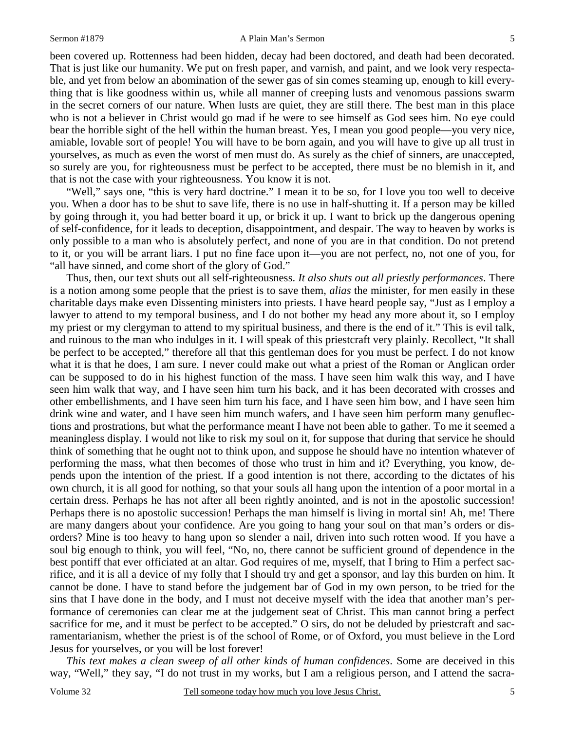been covered up. Rottenness had been hidden, decay had been doctored, and death had been decorated. That is just like our humanity. We put on fresh paper, and varnish, and paint, and we look very respectable, and yet from below an abomination of the sewer gas of sin comes steaming up, enough to kill everything that is like goodness within us, while all manner of creeping lusts and venomous passions swarm in the secret corners of our nature. When lusts are quiet, they are still there. The best man in this place who is not a believer in Christ would go mad if he were to see himself as God sees him. No eye could bear the horrible sight of the hell within the human breast. Yes, I mean you good people—you very nice, amiable, lovable sort of people! You will have to be born again, and you will have to give up all trust in yourselves, as much as even the worst of men must do. As surely as the chief of sinners, are unaccepted, so surely are you, for righteousness must be perfect to be accepted, there must be no blemish in it, and that is not the case with your righteousness. You know it is not.

"Well," says one, "this is very hard doctrine." I mean it to be so, for I love you too well to deceive you. When a door has to be shut to save life, there is no use in half-shutting it. If a person may be killed by going through it, you had better board it up, or brick it up. I want to brick up the dangerous opening of self-confidence, for it leads to deception, disappointment, and despair. The way to heaven by works is only possible to a man who is absolutely perfect, and none of you are in that condition. Do not pretend to it, or you will be arrant liars. I put no fine face upon it—you are not perfect, no, not one of you, for "all have sinned, and come short of the glory of God."

Thus, then, our text shuts out all self-righteousness. *It also shuts out all priestly performances*. There is a notion among some people that the priest is to save them, *alias* the minister, for men easily in these charitable days make even Dissenting ministers into priests. I have heard people say, "Just as I employ a lawyer to attend to my temporal business, and I do not bother my head any more about it, so I employ my priest or my clergyman to attend to my spiritual business, and there is the end of it." This is evil talk, and ruinous to the man who indulges in it. I will speak of this priestcraft very plainly. Recollect, "It shall be perfect to be accepted," therefore all that this gentleman does for you must be perfect. I do not know what it is that he does, I am sure. I never could make out what a priest of the Roman or Anglican order can be supposed to do in his highest function of the mass. I have seen him walk this way, and I have seen him walk that way, and I have seen him turn his back, and it has been decorated with crosses and other embellishments, and I have seen him turn his face, and I have seen him bow, and I have seen him drink wine and water, and I have seen him munch wafers, and I have seen him perform many genuflections and prostrations, but what the performance meant I have not been able to gather. To me it seemed a meaningless display. I would not like to risk my soul on it, for suppose that during that service he should think of something that he ought not to think upon, and suppose he should have no intention whatever of performing the mass, what then becomes of those who trust in him and it? Everything, you know, depends upon the intention of the priest. If a good intention is not there, according to the dictates of his own church, it is all good for nothing, so that your souls all hang upon the intention of a poor mortal in a certain dress. Perhaps he has not after all been rightly anointed, and is not in the apostolic succession! Perhaps there is no apostolic succession! Perhaps the man himself is living in mortal sin! Ah, me! There are many dangers about your confidence. Are you going to hang your soul on that man's orders or disorders? Mine is too heavy to hang upon so slender a nail, driven into such rotten wood. If you have a soul big enough to think, you will feel, "No, no, there cannot be sufficient ground of dependence in the best pontiff that ever officiated at an altar. God requires of me, myself, that I bring to Him a perfect sacrifice, and it is all a device of my folly that I should try and get a sponsor, and lay this burden on him. It cannot be done. I have to stand before the judgement bar of God in my own person, to be tried for the sins that I have done in the body, and I must not deceive myself with the idea that another man's performance of ceremonies can clear me at the judgement seat of Christ. This man cannot bring a perfect sacrifice for me, and it must be perfect to be accepted." O sirs, do not be deluded by priestcraft and sacramentarianism, whether the priest is of the school of Rome, or of Oxford, you must believe in the Lord Jesus for yourselves, or you will be lost forever!

*This text makes a clean sweep of all other kinds of human confidences*. Some are deceived in this way, "Well," they say, "I do not trust in my works, but I am a religious person, and I attend the sacra-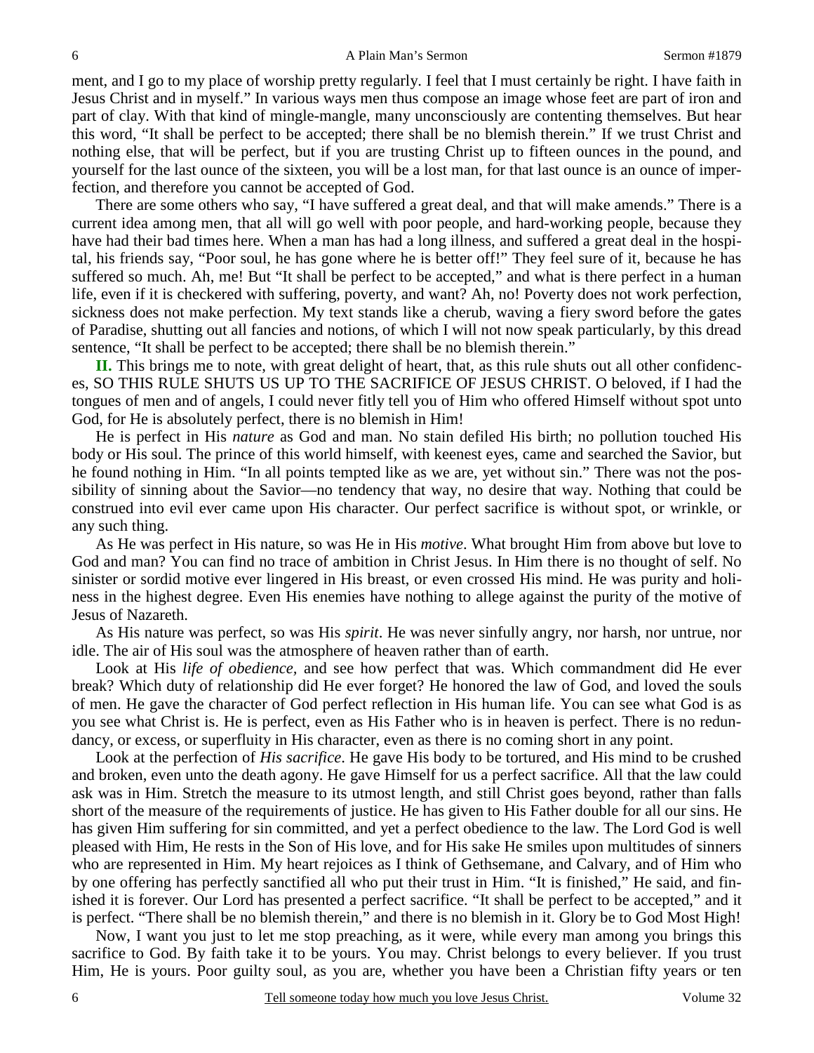ment, and I go to my place of worship pretty regularly. I feel that I must certainly be right. I have faith in Jesus Christ and in myself." In various ways men thus compose an image whose feet are part of iron and part of clay. With that kind of mingle-mangle, many unconsciously are contenting themselves. But hear this word, "It shall be perfect to be accepted; there shall be no blemish therein." If we trust Christ and nothing else, that will be perfect, but if you are trusting Christ up to fifteen ounces in the pound, and yourself for the last ounce of the sixteen, you will be a lost man, for that last ounce is an ounce of imperfection, and therefore you cannot be accepted of God.

There are some others who say, "I have suffered a great deal, and that will make amends." There is a current idea among men, that all will go well with poor people, and hard-working people, because they have had their bad times here. When a man has had a long illness, and suffered a great deal in the hospital, his friends say, "Poor soul, he has gone where he is better off!" They feel sure of it, because he has suffered so much. Ah, me! But "It shall be perfect to be accepted," and what is there perfect in a human life, even if it is checkered with suffering, poverty, and want? Ah, no! Poverty does not work perfection, sickness does not make perfection. My text stands like a cherub, waving a fiery sword before the gates of Paradise, shutting out all fancies and notions, of which I will not now speak particularly, by this dread sentence, "It shall be perfect to be accepted; there shall be no blemish therein."

**II.** This brings me to note, with great delight of heart, that, as this rule shuts out all other confidences, SO THIS RULE SHUTS US UP TO THE SACRIFICE OF JESUS CHRIST. O beloved, if I had the tongues of men and of angels, I could never fitly tell you of Him who offered Himself without spot unto God, for He is absolutely perfect, there is no blemish in Him!

He is perfect in His *nature* as God and man. No stain defiled His birth; no pollution touched His body or His soul. The prince of this world himself, with keenest eyes, came and searched the Savior, but he found nothing in Him. "In all points tempted like as we are, yet without sin." There was not the possibility of sinning about the Savior—no tendency that way, no desire that way. Nothing that could be construed into evil ever came upon His character. Our perfect sacrifice is without spot, or wrinkle, or any such thing.

As He was perfect in His nature, so was He in His *motive*. What brought Him from above but love to God and man? You can find no trace of ambition in Christ Jesus. In Him there is no thought of self. No sinister or sordid motive ever lingered in His breast, or even crossed His mind. He was purity and holiness in the highest degree. Even His enemies have nothing to allege against the purity of the motive of Jesus of Nazareth.

As His nature was perfect, so was His *spirit*. He was never sinfully angry, nor harsh, nor untrue, nor idle. The air of His soul was the atmosphere of heaven rather than of earth.

Look at His *life of obedience,* and see how perfect that was. Which commandment did He ever break? Which duty of relationship did He ever forget? He honored the law of God, and loved the souls of men. He gave the character of God perfect reflection in His human life. You can see what God is as you see what Christ is. He is perfect, even as His Father who is in heaven is perfect. There is no redundancy, or excess, or superfluity in His character, even as there is no coming short in any point.

Look at the perfection of *His sacrifice*. He gave His body to be tortured, and His mind to be crushed and broken, even unto the death agony. He gave Himself for us a perfect sacrifice. All that the law could ask was in Him. Stretch the measure to its utmost length, and still Christ goes beyond, rather than falls short of the measure of the requirements of justice. He has given to His Father double for all our sins. He has given Him suffering for sin committed, and yet a perfect obedience to the law. The Lord God is well pleased with Him, He rests in the Son of His love, and for His sake He smiles upon multitudes of sinners who are represented in Him. My heart rejoices as I think of Gethsemane, and Calvary, and of Him who by one offering has perfectly sanctified all who put their trust in Him. "It is finished," He said, and finished it is forever. Our Lord has presented a perfect sacrifice. "It shall be perfect to be accepted," and it is perfect. "There shall be no blemish therein," and there is no blemish in it. Glory be to God Most High!

Now, I want you just to let me stop preaching, as it were, while every man among you brings this sacrifice to God. By faith take it to be yours. You may. Christ belongs to every believer. If you trust Him, He is yours. Poor guilty soul, as you are, whether you have been a Christian fifty years or ten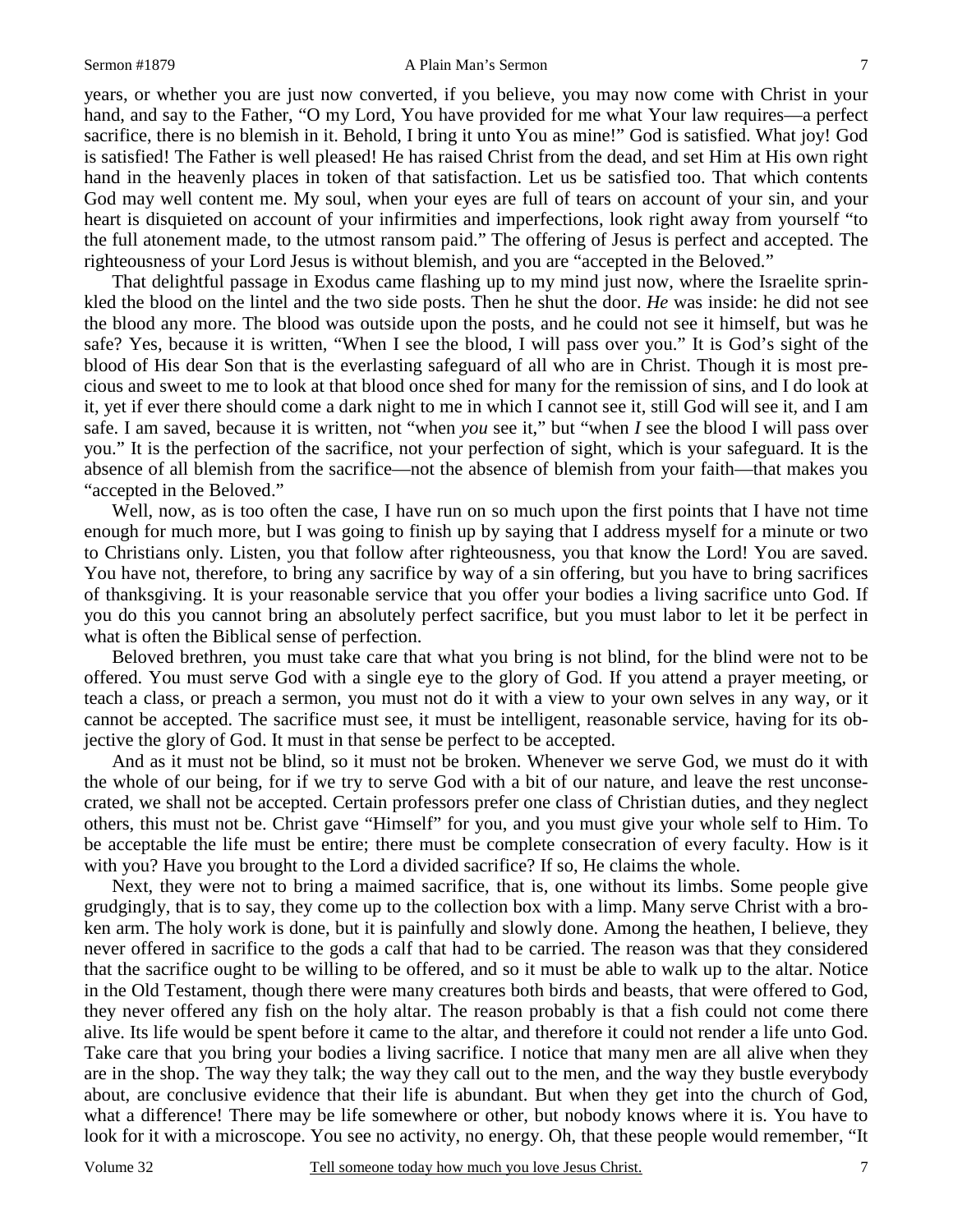years, or whether you are just now converted, if you believe, you may now come with Christ in your hand, and say to the Father, "O my Lord, You have provided for me what Your law requires—a perfect sacrifice, there is no blemish in it. Behold, I bring it unto You as mine!" God is satisfied. What joy! God is satisfied! The Father is well pleased! He has raised Christ from the dead, and set Him at His own right hand in the heavenly places in token of that satisfaction. Let us be satisfied too. That which contents God may well content me. My soul, when your eyes are full of tears on account of your sin, and your heart is disquieted on account of your infirmities and imperfections, look right away from yourself "to the full atonement made, to the utmost ransom paid." The offering of Jesus is perfect and accepted. The righteousness of your Lord Jesus is without blemish, and you are "accepted in the Beloved."

That delightful passage in Exodus came flashing up to my mind just now, where the Israelite sprinkled the blood on the lintel and the two side posts. Then he shut the door. *He* was inside: he did not see the blood any more. The blood was outside upon the posts, and he could not see it himself, but was he safe? Yes, because it is written, "When I see the blood, I will pass over you." It is God's sight of the blood of His dear Son that is the everlasting safeguard of all who are in Christ. Though it is most precious and sweet to me to look at that blood once shed for many for the remission of sins, and I do look at it, yet if ever there should come a dark night to me in which I cannot see it, still God will see it, and I am safe. I am saved, because it is written, not "when *you* see it," but "when *I* see the blood I will pass over you." It is the perfection of the sacrifice, not your perfection of sight, which is your safeguard. It is the absence of all blemish from the sacrifice—not the absence of blemish from your faith—that makes you "accepted in the Beloved."

Well, now, as is too often the case, I have run on so much upon the first points that I have not time enough for much more, but I was going to finish up by saying that I address myself for a minute or two to Christians only. Listen, you that follow after righteousness, you that know the Lord! You are saved. You have not, therefore, to bring any sacrifice by way of a sin offering, but you have to bring sacrifices of thanksgiving. It is your reasonable service that you offer your bodies a living sacrifice unto God. If you do this you cannot bring an absolutely perfect sacrifice, but you must labor to let it be perfect in what is often the Biblical sense of perfection.

Beloved brethren, you must take care that what you bring is not blind, for the blind were not to be offered. You must serve God with a single eye to the glory of God. If you attend a prayer meeting, or teach a class, or preach a sermon, you must not do it with a view to your own selves in any way, or it cannot be accepted. The sacrifice must see, it must be intelligent, reasonable service, having for its objective the glory of God. It must in that sense be perfect to be accepted.

And as it must not be blind, so it must not be broken. Whenever we serve God, we must do it with the whole of our being, for if we try to serve God with a bit of our nature, and leave the rest unconsecrated, we shall not be accepted. Certain professors prefer one class of Christian duties, and they neglect others, this must not be. Christ gave "Himself" for you, and you must give your whole self to Him. To be acceptable the life must be entire; there must be complete consecration of every faculty. How is it with you? Have you brought to the Lord a divided sacrifice? If so, He claims the whole.

Next, they were not to bring a maimed sacrifice, that is, one without its limbs. Some people give grudgingly, that is to say, they come up to the collection box with a limp. Many serve Christ with a broken arm. The holy work is done, but it is painfully and slowly done. Among the heathen, I believe, they never offered in sacrifice to the gods a calf that had to be carried. The reason was that they considered that the sacrifice ought to be willing to be offered, and so it must be able to walk up to the altar. Notice in the Old Testament, though there were many creatures both birds and beasts, that were offered to God, they never offered any fish on the holy altar. The reason probably is that a fish could not come there alive. Its life would be spent before it came to the altar, and therefore it could not render a life unto God. Take care that you bring your bodies a living sacrifice. I notice that many men are all alive when they are in the shop. The way they talk; the way they call out to the men, and the way they bustle everybody about, are conclusive evidence that their life is abundant. But when they get into the church of God, what a difference! There may be life somewhere or other, but nobody knows where it is. You have to look for it with a microscope. You see no activity, no energy. Oh, that these people would remember, "It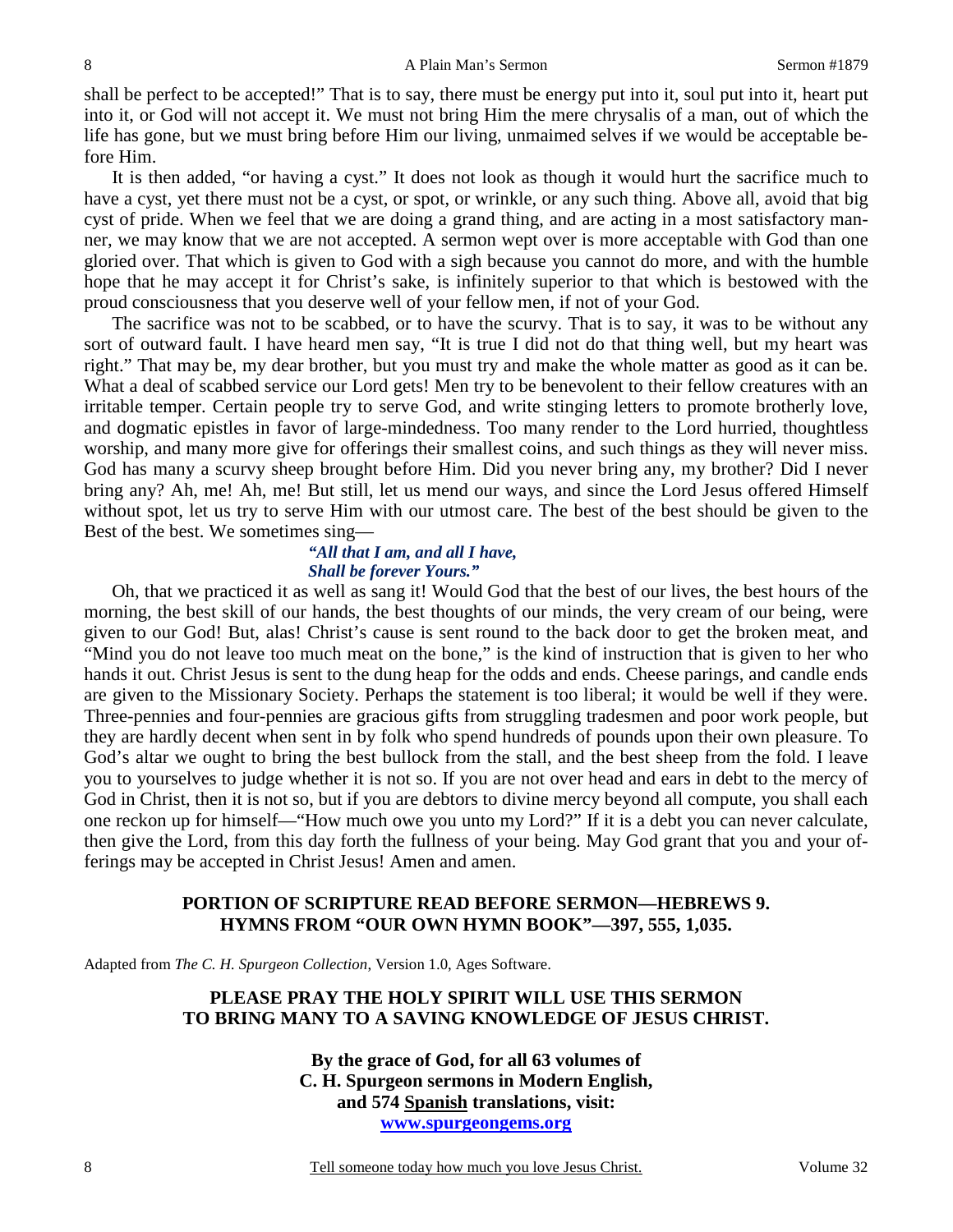shall be perfect to be accepted!" That is to say, there must be energy put into it, soul put into it, heart put into it, or God will not accept it. We must not bring Him the mere chrysalis of a man, out of which the life has gone, but we must bring before Him our living, unmaimed selves if we would be acceptable before Him.

It is then added, "or having a cyst." It does not look as though it would hurt the sacrifice much to have a cyst, yet there must not be a cyst, or spot, or wrinkle, or any such thing. Above all, avoid that big cyst of pride. When we feel that we are doing a grand thing, and are acting in a most satisfactory manner, we may know that we are not accepted. A sermon wept over is more acceptable with God than one gloried over. That which is given to God with a sigh because you cannot do more, and with the humble hope that he may accept it for Christ's sake, is infinitely superior to that which is bestowed with the proud consciousness that you deserve well of your fellow men, if not of your God.

The sacrifice was not to be scabbed, or to have the scurvy. That is to say, it was to be without any sort of outward fault. I have heard men say, "It is true I did not do that thing well, but my heart was right." That may be, my dear brother, but you must try and make the whole matter as good as it can be. What a deal of scabbed service our Lord gets! Men try to be benevolent to their fellow creatures with an irritable temper. Certain people try to serve God, and write stinging letters to promote brotherly love, and dogmatic epistles in favor of large-mindedness. Too many render to the Lord hurried, thoughtless worship, and many more give for offerings their smallest coins, and such things as they will never miss. God has many a scurvy sheep brought before Him. Did you never bring any, my brother? Did I never bring any? Ah, me! Ah, me! But still, let us mend our ways, and since the Lord Jesus offered Himself without spot, let us try to serve Him with our utmost care. The best of the best should be given to the Best of the best. We sometimes sing—

*"All that I am, and all I have,*
*Shall be forever Yours."*

Oh, that we practiced it as well as sang it! Would God that the best of our lives, the best hours of the morning, the best skill of our hands, the best thoughts of our minds, the very cream of our being, were given to our God! But, alas! Christ's cause is sent round to the back door to get the broken meat, and "Mind you do not leave too much meat on the bone," is the kind of instruction that is given to her who hands it out. Christ Jesus is sent to the dung heap for the odds and ends. Cheese parings, and candle ends are given to the Missionary Society. Perhaps the statement is too liberal; it would be well if they were. Three-pennies and four-pennies are gracious gifts from struggling tradesmen and poor work people, but they are hardly decent when sent in by folk who spend hundreds of pounds upon their own pleasure. To God's altar we ought to bring the best bullock from the stall, and the best sheep from the fold. I leave you to yourselves to judge whether it is not so. If you are not over head and ears in debt to the mercy of God in Christ, then it is not so, but if you are debtors to divine mercy beyond all compute, you shall each one reckon up for himself—"How much owe you unto my Lord?" If it is a debt you can never calculate, then give the Lord, from this day forth the fullness of your being. May God grant that you and your offerings may be accepted in Christ Jesus! Amen and amen.

**PORTION OF SCRIPTURE READ BEFORE SERMON—HEBREWS 9.**
**HYMNS FROM "OUR OWN HYMN BOOK"—397, 555, 1,035.**

Adapted from *The C. H. Spurgeon Collection*, Version 1.0, Ages Software.

**PLEASE PRAY THE HOLY SPIRIT WILL USE THIS SERMON TO BRING MANY TO A SAVING KNOWLEDGE OF JESUS CHRIST.**

**By the grace of God, for all 63 volumes of C. H. Spurgeon sermons in Modern English, and 574 Spanish translations, visit: www.spurgeongems.org**

Tell someone today how much you love Jesus Christ.